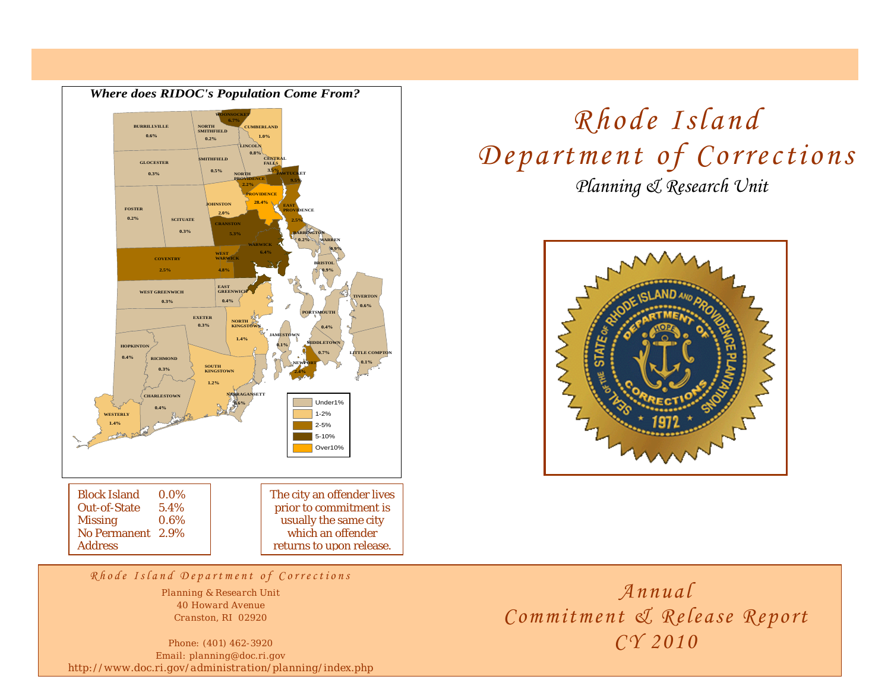# Rhode Island Department of Corrections

*Planning & Research Unit*

## Annual Commitment & Release Report CY 2010

**Where does RIDOC's Population Come From?**

| Municipality | Percent |
|---|---|
| Burrillville | 0.6% |
| North Smithfield | 0.2% |
| Woonsocket | 6.7% |
| Cumberland | 1.0% |
| Lincoln | 0.8% |
| Glocester | 0.3% |
| Smithfield | 0.5% |
| Central Falls | 3.5% |
| Pawtucket | 9.5% |
| North Providence | 2.2% |
| Providence | 28.4% |
| Foster | 0.2% |
| Scituate | 0.3% |
| Johnston | 2.0% |
| Cranston | 5.3% |
| East Providence | 2.5% |
| Barrington | 0.2% |
| Warren | 0.9% |
| Warwick | 6.4% |
| Bristol | 0.9% |
| Coventry | 2.5% |
| West Warwick | 4.8% |
| West Greenwich | 0.3% |
| East Greenwich | 0.4% |
| Tiverton | 0.6% |
| Portsmouth | 0.4% |
| Exeter | 0.3% |
| North Kingstown | 1.4% |
| Jamestown | 0.1% |
| Middletown | 0.7% |
| Little Compton | 0.1% |
| Hopkinton | 0.4% |
| Richmond | 0.3% |
| Newport | 2.4% |
| South Kingstown | 1.2% |
| Charlestown | 0.4% |
| Narragansett | 0.6% |
| Westerly | 1.4% |

Legend: Under1%; 1-2%; 2-5%; 5-10%; Over10%

| | |
|---|---|
| Block Island | 0.0% |
| Out-of-State | 5.4% |
| Missing | 0.6% |
| No Permanent Address | 2.9% |

The city an offender lives prior to commitment is usually the same city which an offender returns to upon release.

*Rhode Island Department of Corrections*

Planning & Research Unit
40 Howard Avenue
Cranston, RI 02920

Phone: (401) 462-3920
Email: planning@doc.ri.gov
http://www.doc.ri.gov/administration/planning/index.php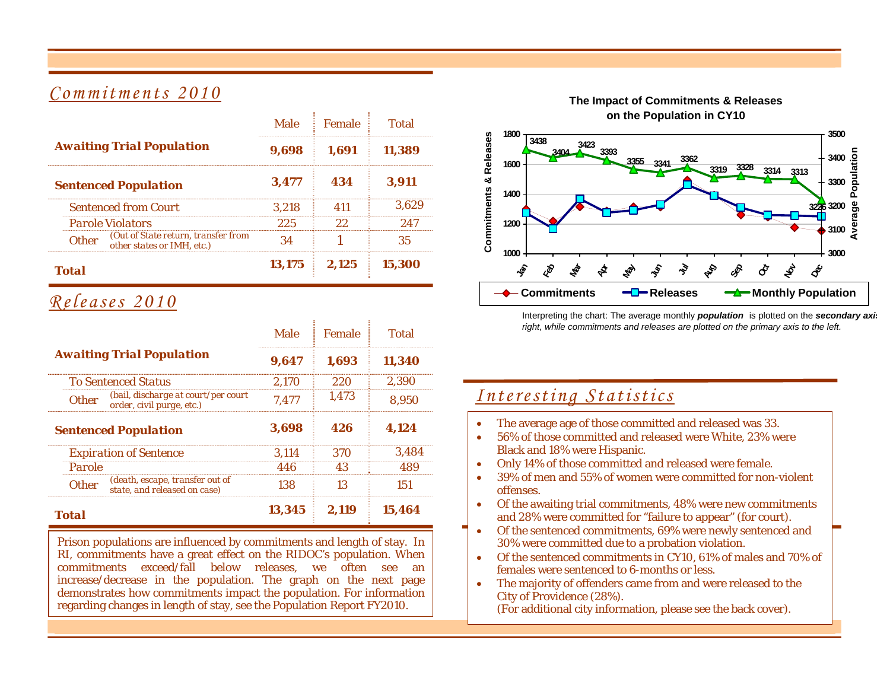## Commitments 2010

| | Male | Female | Total |
|---|---|---|---|
| **Awaiting Trial Population** | **9,698** | **1,691** | **11,389** |
| **Sentenced Population** | **3,477** | **434** | **3,911** |
| Sentenced from Court | 3,218 | 411 | 3,629 |
| Parole Violators | 225 | 22 | 247 |
| Other (Out of State return, transfer from other states or IMH, etc.) | 34 | 1 | 35 |
| **Total** | **13,175** | **2,125** | **15,300** |

## Releases 2010

| | Male | Female | Total |
|---|---|---|---|
| **Awaiting Trial Population** | **9,647** | **1,693** | **11,340** |
| To Sentenced Status | 2,170 | 220 | 2,390 |
| Other (bail, discharge at court/per court order, civil purge, etc.) | 7,477 | 1,473 | 8,950 |
| **Sentenced Population** | **3,698** | **426** | **4,124** |
| Expiration of Sentence | 3,114 | 370 | 3,484 |
| Parole | 446 | 43 | 489 |
| Other (death, escape, transfer out of state, and released on case) | 138 | 13 | 151 |
| **Total** | **13,345** | **2,119** | **15,464** |

Prison populations are influenced by commitments and length of stay. In RI, commitments have a great effect on the RIDOC's population. When commitments exceed/fall below releases, we often see an increase/decrease in the population. The graph on the next page demonstrates how commitments impact the population. For information regarding changes in length of stay, see the Population Report FY2010.

**The Impact of Commitments & Releases on the Population in CY10**

Commitments & Releases: 1000, 1200, 1400, 1600, 1800

Average Population: 3000, 3100, 3200, 3300, 3400, 3500

Jan, Feb, Mar, Apr, May, Jun, Jul, Aug, Sep, Oct, Nov, Dec

3438, 3404, 3423, 3393, 3355, 3341, 3362, 3319, 3328, 3314, 3313, 3226

Commitments — Releases — Monthly Population

*Interpreting the chart: The average monthly **population** is plotted on the **secondary axis** right, while commitments and releases are plotted on the primary axis to the left.*

## Interesting Statistics

- The average age of those committed and released was 33.
- 56% of those committed and released were White, 23% were Black and 18% were Hispanic.
- Only 14% of those committed and released were female.
- 39% of men and 55% of women were committed for non-violent offenses.
- Of the awaiting trial commitments, 48% were new commitments and 28% were committed for "failure to appear" (for court).
- Of the sentenced commitments, 69% were newly sentenced and 30% were committed due to a probation violation.
- Of the sentenced commitments in CY10, 61% of males and 70% of females were sentenced to 6-months or less.
- The majority of offenders came from and were released to the City of Providence (28%).
  (For additional city information, please see the back cover).